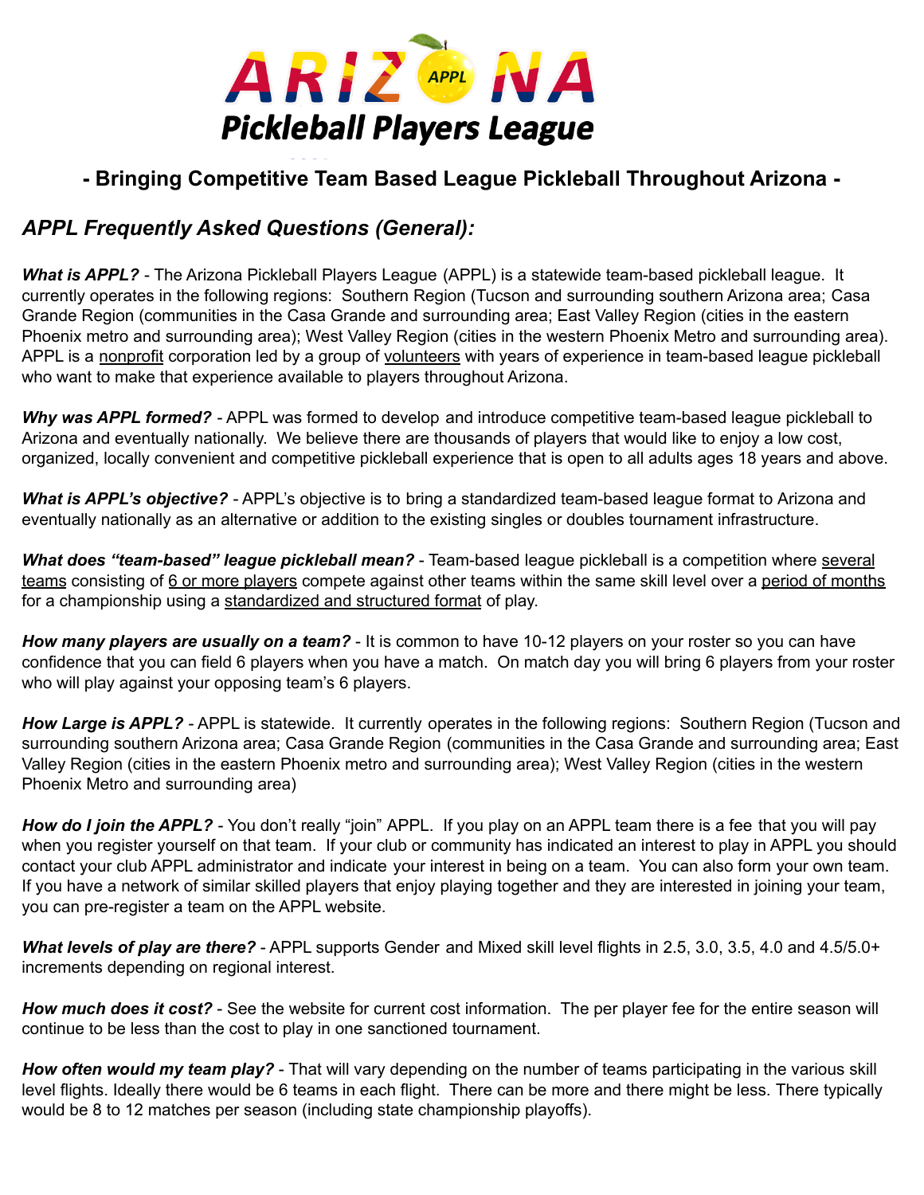# ARIZONA Pickleball Players League

## - Bringing Competitive Team Based League Pickleball Throughout Arizona -

### *APPL Frequently Asked Questions (General):*

***What is APPL?*** - The Arizona Pickleball Players League (APPL) is a statewide team-based pickleball league. It currently operates in the following regions: Southern Region (Tucson and surrounding southern Arizona area; Casa Grande Region (communities in the Casa Grande and surrounding area; East Valley Region (cities in the eastern Phoenix metro and surrounding area); West Valley Region (cities in the western Phoenix Metro and surrounding area). APPL is a nonprofit corporation led by a group of volunteers with years of experience in team-based league pickleball who want to make that experience available to players throughout Arizona.

***Why was APPL formed?*** - APPL was formed to develop and introduce competitive team-based league pickleball to Arizona and eventually nationally. We believe there are thousands of players that would like to enjoy a low cost, organized, locally convenient and competitive pickleball experience that is open to all adults ages 18 years and above.

***What is APPL's objective?*** - APPL's objective is to bring a standardized team-based league format to Arizona and eventually nationally as an alternative or addition to the existing singles or doubles tournament infrastructure.

***What does "team-based" league pickleball mean?*** - Team-based league pickleball is a competition where several teams consisting of 6 or more players compete against other teams within the same skill level over a period of months for a championship using a standardized and structured format of play.

***How many players are usually on a team?*** - It is common to have 10-12 players on your roster so you can have confidence that you can field 6 players when you have a match. On match day you will bring 6 players from your roster who will play against your opposing team's 6 players.

***How Large is APPL?*** - APPL is statewide. It currently operates in the following regions: Southern Region (Tucson and surrounding southern Arizona area; Casa Grande Region (communities in the Casa Grande and surrounding area; East Valley Region (cities in the eastern Phoenix metro and surrounding area); West Valley Region (cities in the western Phoenix Metro and surrounding area)

***How do I join the APPL?*** - You don't really "join" APPL. If you play on an APPL team there is a fee that you will pay when you register yourself on that team. If your club or community has indicated an interest to play in APPL you should contact your club APPL administrator and indicate your interest in being on a team. You can also form your own team. If you have a network of similar skilled players that enjoy playing together and they are interested in joining your team, you can pre-register a team on the APPL website.

***What levels of play are there?*** - APPL supports Gender and Mixed skill level flights in 2.5, 3.0, 3.5, 4.0 and 4.5/5.0+ increments depending on regional interest.

***How much does it cost?*** - See the website for current cost information. The per player fee for the entire season will continue to be less than the cost to play in one sanctioned tournament.

***How often would my team play?*** - That will vary depending on the number of teams participating in the various skill level flights. Ideally there would be 6 teams in each flight. There can be more and there might be less. There typically would be 8 to 12 matches per season (including state championship playoffs).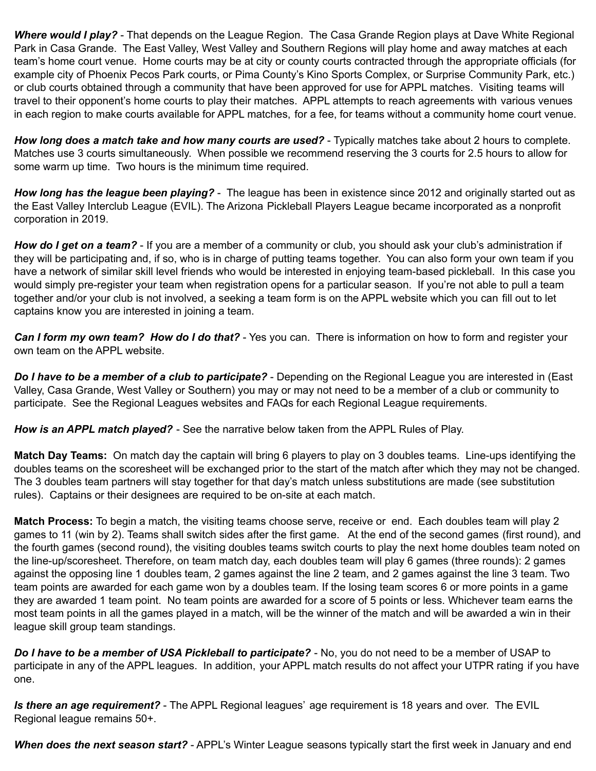***Where would I play?*** - That depends on the League Region. The Casa Grande Region plays at Dave White Regional Park in Casa Grande. The East Valley, West Valley and Southern Regions will play home and away matches at each team's home court venue. Home courts may be at city or county courts contracted through the appropriate officials (for example city of Phoenix Pecos Park courts, or Pima County's Kino Sports Complex, or Surprise Community Park, etc.) or club courts obtained through a community that have been approved for use for APPL matches. Visiting teams will travel to their opponent's home courts to play their matches. APPL attempts to reach agreements with various venues in each region to make courts available for APPL matches, for a fee, for teams without a community home court venue.

***How long does a match take and how many courts are used?*** - Typically matches take about 2 hours to complete. Matches use 3 courts simultaneously. When possible we recommend reserving the 3 courts for 2.5 hours to allow for some warm up time. Two hours is the minimum time required.

***How long has the league been playing?*** - The league has been in existence since 2012 and originally started out as the East Valley Interclub League (EVIL). The Arizona Pickleball Players League became incorporated as a nonprofit corporation in 2019.

***How do I get on a team?*** - If you are a member of a community or club, you should ask your club's administration if they will be participating and, if so, who is in charge of putting teams together. You can also form your own team if you have a network of similar skill level friends who would be interested in enjoying team-based pickleball. In this case you would simply pre-register your team when registration opens for a particular season. If you're not able to pull a team together and/or your club is not involved, a seeking a team form is on the APPL website which you can fill out to let captains know you are interested in joining a team.

***Can I form my own team? How do I do that?*** - Yes you can. There is information on how to form and register your own team on the APPL website.

***Do I have to be a member of a club to participate?*** - Depending on the Regional League you are interested in (East Valley, Casa Grande, West Valley or Southern) you may or may not need to be a member of a club or community to participate. See the Regional Leagues websites and FAQs for each Regional League requirements.

***How is an APPL match played?*** - See the narrative below taken from the APPL Rules of Play.

**Match Day Teams:** On match day the captain will bring 6 players to play on 3 doubles teams. Line-ups identifying the doubles teams on the scoresheet will be exchanged prior to the start of the match after which they may not be changed. The 3 doubles team partners will stay together for that day's match unless substitutions are made (see substitution rules). Captains or their designees are required to be on-site at each match.

**Match Process:** To begin a match, the visiting teams choose serve, receive or end. Each doubles team will play 2 games to 11 (win by 2). Teams shall switch sides after the first game. At the end of the second games (first round), and the fourth games (second round), the visiting doubles teams switch courts to play the next home doubles team noted on the line-up/scoresheet. Therefore, on team match day, each doubles team will play 6 games (three rounds): 2 games against the opposing line 1 doubles team, 2 games against the line 2 team, and 2 games against the line 3 team. Two team points are awarded for each game won by a doubles team. If the losing team scores 6 or more points in a game they are awarded 1 team point. No team points are awarded for a score of 5 points or less. Whichever team earns the most team points in all the games played in a match, will be the winner of the match and will be awarded a win in their league skill group team standings.

***Do I have to be a member of USA Pickleball to participate?*** - No, you do not need to be a member of USAP to participate in any of the APPL leagues. In addition, your APPL match results do not affect your UTPR rating if you have one.

***Is there an age requirement?*** - The APPL Regional leagues' age requirement is 18 years and over. The EVIL Regional league remains 50+.

***When does the next season start?*** - APPL's Winter League seasons typically start the first week in January and end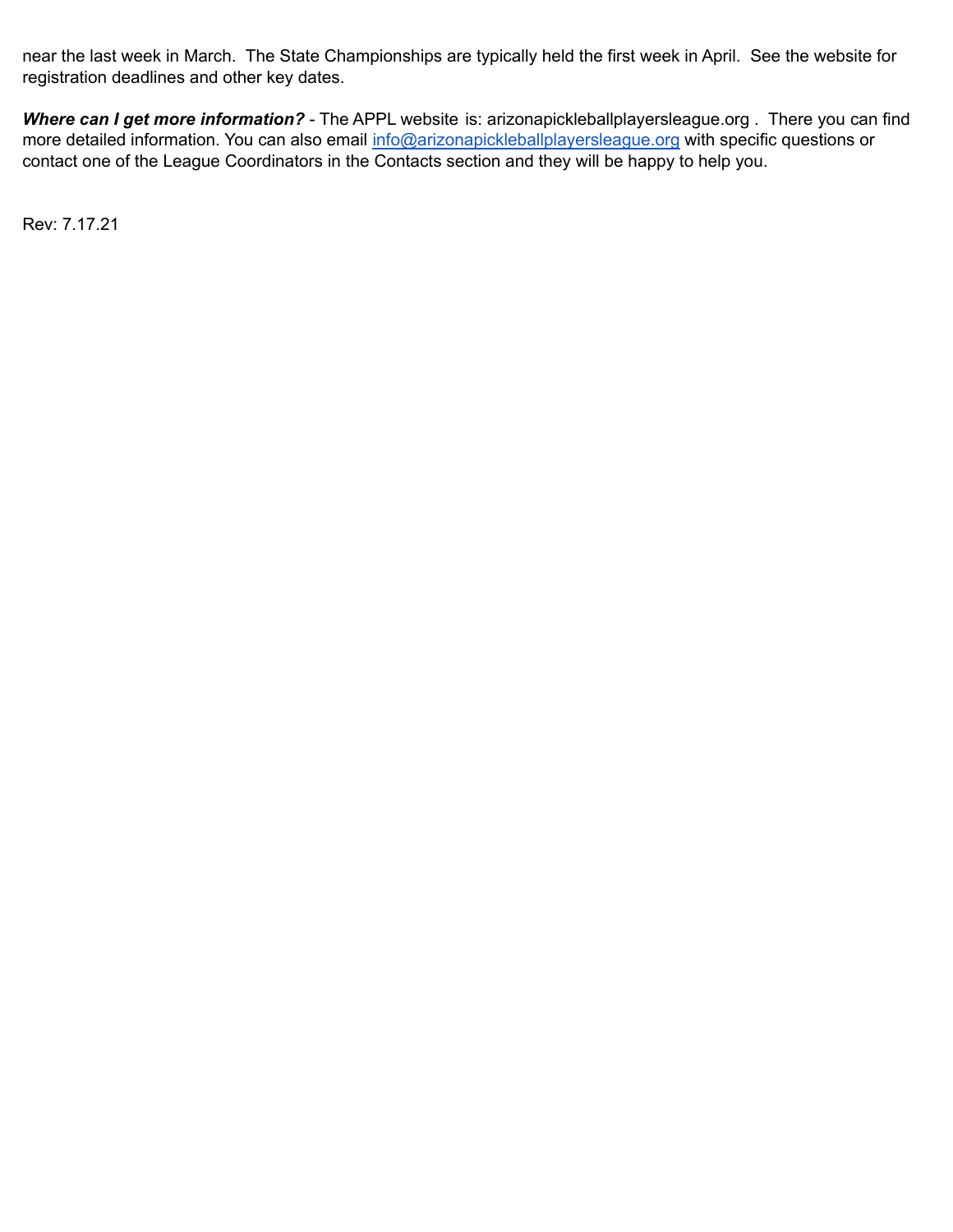near the last week in March. The State Championships are typically held the first week in April. See the website for registration deadlines and other key dates.

***Where can I get more information?*** - The APPL website is: arizonapickleballplayersleague.org . There you can find more detailed information. You can also email [info@arizonapickleballplayersleague.org](mailto:info@arizonapickleballplayersleague.org) with specific questions or contact one of the League Coordinators in the Contacts section and they will be happy to help you.

Rev: 7.17.21